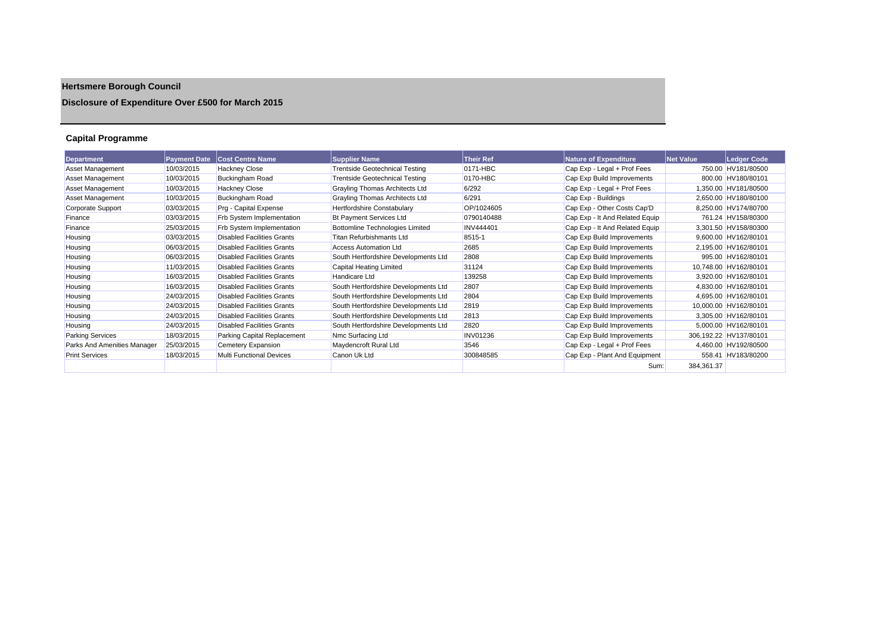# Hertsmere Borough Council

## Disclosure of Expenditure Over £500 for March 2015

### Capital Programme

| Department | Payment Date | Cost Centre Name | Supplier Name | Their Ref | Nature of Expenditure | Net Value | Ledger Code |
|---|---|---|---|---|---|---|---|
| Asset Management | 10/03/2015 | Hackney Close | Trentside Geotechnical Testing | 0171-HBC | Cap Exp - Legal + Prof Fees | 750.00 | HV181/80500 |
| Asset Management | 10/03/2015 | Buckingham Road | Trentside Geotechnical Testing | 0170-HBC | Cap Exp Build Improvements | 800.00 | HV180/80101 |
| Asset Management | 10/03/2015 | Hackney Close | Grayling Thomas Architects Ltd | 6/292 | Cap Exp - Legal + Prof Fees | 1,350.00 | HV181/80500 |
| Asset Management | 10/03/2015 | Buckingham Road | Grayling Thomas Architects Ltd | 6/291 | Cap Exp - Buildings | 2,650.00 | HV180/80100 |
| Corporate Support | 03/03/2015 | Prg - Capital Expense | Hertfordshire Constabulary | OP/1024605 | Cap Exp - Other Costs Cap'D | 8,250.00 | HV174/80700 |
| Finance | 03/03/2015 | Frb System Implementation | Bt Payment Services Ltd | 0790140488 | Cap Exp - It And Related Equip | 761.24 | HV158/80300 |
| Finance | 25/03/2015 | Frb System Implementation | Bottomline Technologies Limited | INV444401 | Cap Exp - It And Related Equip | 3,301.50 | HV158/80300 |
| Housing | 03/03/2015 | Disabled Facilities Grants | Titan Refurbishmants Ltd | 8515-1 | Cap Exp Build Improvements | 9,600.00 | HV162/80101 |
| Housing | 06/03/2015 | Disabled Facilities Grants | Access Automation Ltd | 2685 | Cap Exp Build Improvements | 2,195.00 | HV162/80101 |
| Housing | 06/03/2015 | Disabled Facilities Grants | South Hertfordshire Developments Ltd | 2808 | Cap Exp Build Improvements | 995.00 | HV162/80101 |
| Housing | 11/03/2015 | Disabled Facilities Grants | Capital Heating Limited | 31124 | Cap Exp Build Improvements | 10,748.00 | HV162/80101 |
| Housing | 16/03/2015 | Disabled Facilities Grants | Handicare Ltd | 139258 | Cap Exp Build Improvements | 3,920.00 | HV162/80101 |
| Housing | 16/03/2015 | Disabled Facilities Grants | South Hertfordshire Developments Ltd | 2807 | Cap Exp Build Improvements | 4,830.00 | HV162/80101 |
| Housing | 24/03/2015 | Disabled Facilities Grants | South Hertfordshire Developments Ltd | 2804 | Cap Exp Build Improvements | 4,695.00 | HV162/80101 |
| Housing | 24/03/2015 | Disabled Facilities Grants | South Hertfordshire Developments Ltd | 2819 | Cap Exp Build Improvements | 10,000.00 | HV162/80101 |
| Housing | 24/03/2015 | Disabled Facilities Grants | South Hertfordshire Developments Ltd | 2813 | Cap Exp Build Improvements | 3,305.00 | HV162/80101 |
| Housing | 24/03/2015 | Disabled Facilities Grants | South Hertfordshire Developments Ltd | 2820 | Cap Exp Build Improvements | 5,000.00 | HV162/80101 |
| Parking Services | 18/03/2015 | Parking Capital Replacement | Nmc Surfacing Ltd | INV01236 | Cap Exp Build Improvements | 306,192.22 | HV137/80101 |
| Parks And Amenities Manager | 25/03/2015 | Cemetery Expansion | Maydencroft Rural Ltd | 3546 | Cap Exp - Legal + Prof Fees | 4,460.00 | HV192/80500 |
| Print Services | 18/03/2015 | Multi Functional Devices | Canon Uk Ltd | 300848585 | Cap Exp - Plant And Equipment | 558.41 | HV183/80200 |
| | | | | | Sum: | 384,361.37 | |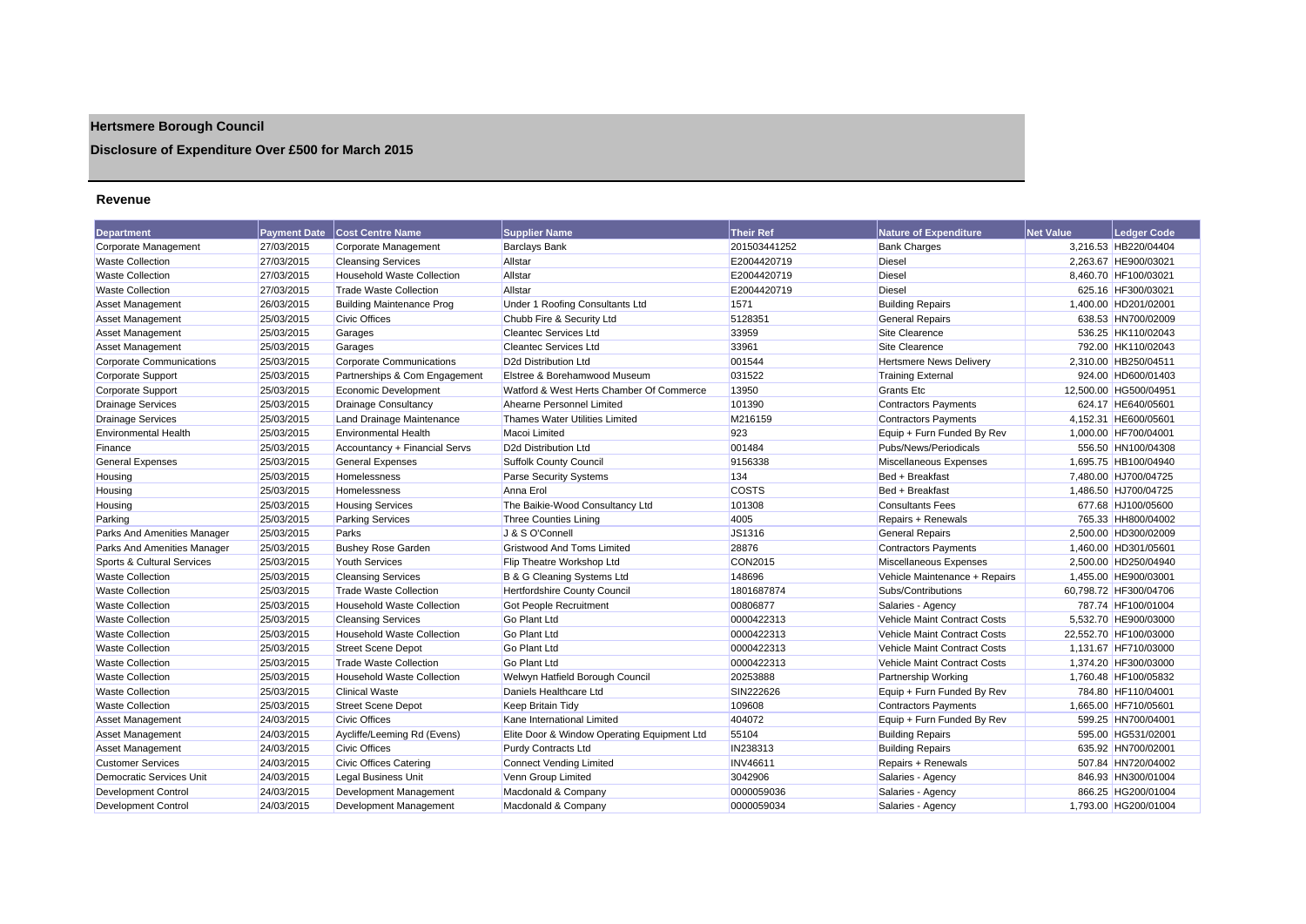# Hertsmere Borough Council

## Disclosure of Expenditure Over £500 for March 2015

### Revenue

| Department | Payment Date | Cost Centre Name | Supplier Name | Their Ref | Nature of Expenditure | Net Value | Ledger Code |
|---|---|---|---|---|---|---|---|
| Corporate Management | 27/03/2015 | Corporate Management | Barclays Bank | 201503441252 | Bank Charges | 3,216.53 | HB220/04404 |
| Waste Collection | 27/03/2015 | Cleansing Services | Allstar | E2004420719 | Diesel | 2,263.67 | HE900/03021 |
| Waste Collection | 27/03/2015 | Household Waste Collection | Allstar | E2004420719 | Diesel | 8,460.70 | HF100/03021 |
| Waste Collection | 27/03/2015 | Trade Waste Collection | Allstar | E2004420719 | Diesel | 625.16 | HF300/03021 |
| Asset Management | 26/03/2015 | Building Maintenance Prog | Under 1 Roofing Consultants Ltd | 1571 | Building Repairs | 1,400.00 | HD201/02001 |
| Asset Management | 25/03/2015 | Civic Offices | Chubb Fire & Security Ltd | 5128351 | General Repairs | 638.53 | HN700/02009 |
| Asset Management | 25/03/2015 | Garages | Cleantec Services Ltd | 33959 | Site Clearence | 536.25 | HK110/02043 |
| Asset Management | 25/03/2015 | Garages | Cleantec Services Ltd | 33961 | Site Clearence | 792.00 | HK110/02043 |
| Corporate Communications | 25/03/2015 | Corporate Communications | D2d Distribution Ltd | 001544 | Hertsmere News Delivery | 2,310.00 | HB250/04511 |
| Corporate Support | 25/03/2015 | Partnerships & Com Engagement | Elstree & Borehamwood Museum | 031522 | Training External | 924.00 | HD600/01403 |
| Corporate Support | 25/03/2015 | Economic Development | Watford & West Herts Chamber Of Commerce | 13950 | Grants Etc | 12,500.00 | HG500/04951 |
| Drainage Services | 25/03/2015 | Drainage Consultancy | Ahearne Personnel Limited | 101390 | Contractors Payments | 624.17 | HE640/05601 |
| Drainage Services | 25/03/2015 | Land Drainage Maintenance | Thames Water Utilities Limited | M216159 | Contractors Payments | 4,152.31 | HE600/05601 |
| Environmental Health | 25/03/2015 | Environmental Health | Macoi Limited | 923 | Equip + Furn Funded By Rev | 1,000.00 | HF700/04001 |
| Finance | 25/03/2015 | Accountancy + Financial Servs | D2d Distribution Ltd | 001484 | Pubs/News/Periodicals | 556.50 | HN100/04308 |
| General Expenses | 25/03/2015 | General Expenses | Suffolk County Council | 9156338 | Miscellaneous Expenses | 1,695.75 | HB100/04940 |
| Housing | 25/03/2015 | Homelessness | Parse Security Systems | 134 | Bed + Breakfast | 7,480.00 | HJ700/04725 |
| Housing | 25/03/2015 | Homelessness | Anna Erol | COSTS | Bed + Breakfast | 1,486.50 | HJ700/04725 |
| Housing | 25/03/2015 | Housing Services | The Baikie-Wood Consultancy Ltd | 101308 | Consultants Fees | 677.68 | HJ100/05600 |
| Parking | 25/03/2015 | Parking Services | Three Counties Lining | 4005 | Repairs + Renewals | 765.33 | HH800/04002 |
| Parks And Amenities Manager | 25/03/2015 | Parks | J & S O'Connell | JS1316 | General Repairs | 2,500.00 | HD300/02009 |
| Parks And Amenities Manager | 25/03/2015 | Bushey Rose Garden | Gristwood And Toms Limited | 28876 | Contractors Payments | 1,460.00 | HD301/05601 |
| Sports & Cultural Services | 25/03/2015 | Youth Services | Flip Theatre Workshop Ltd | CON2015 | Miscellaneous Expenses | 2,500.00 | HD250/04940 |
| Waste Collection | 25/03/2015 | Cleansing Services | B & G Cleaning Systems Ltd | 148696 | Vehicle Maintenance + Repairs | 1,455.00 | HE900/03001 |
| Waste Collection | 25/03/2015 | Trade Waste Collection | Hertfordshire County Council | 1801687874 | Subs/Contributions | 60,798.72 | HF300/04706 |
| Waste Collection | 25/03/2015 | Household Waste Collection | Got People Recruitment | 00806877 | Salaries - Agency | 787.74 | HF100/01004 |
| Waste Collection | 25/03/2015 | Cleansing Services | Go Plant Ltd | 0000422313 | Vehicle Maint Contract Costs | 5,532.70 | HE900/03000 |
| Waste Collection | 25/03/2015 | Household Waste Collection | Go Plant Ltd | 0000422313 | Vehicle Maint Contract Costs | 22,552.70 | HF100/03000 |
| Waste Collection | 25/03/2015 | Street Scene Depot | Go Plant Ltd | 0000422313 | Vehicle Maint Contract Costs | 1,131.67 | HF710/03000 |
| Waste Collection | 25/03/2015 | Trade Waste Collection | Go Plant Ltd | 0000422313 | Vehicle Maint Contract Costs | 1,374.20 | HF300/03000 |
| Waste Collection | 25/03/2015 | Household Waste Collection | Welwyn Hatfield Borough Council | 20253888 | Partnership Working | 1,760.48 | HF100/05832 |
| Waste Collection | 25/03/2015 | Clinical Waste | Daniels Healthcare Ltd | SIN222626 | Equip + Furn Funded By Rev | 784.80 | HF110/04001 |
| Waste Collection | 25/03/2015 | Street Scene Depot | Keep Britain Tidy | 109608 | Contractors Payments | 1,665.00 | HF710/05601 |
| Asset Management | 24/03/2015 | Civic Offices | Kane International Limited | 404072 | Equip + Furn Funded By Rev | 599.25 | HN700/04001 |
| Asset Management | 24/03/2015 | Aycliffe/Leeming Rd (Evens) | Elite Door & Window Operating Equipment Ltd | 55104 | Building Repairs | 595.00 | HG531/02001 |
| Asset Management | 24/03/2015 | Civic Offices | Purdy Contracts Ltd | IN238313 | Building Repairs | 635.92 | HN700/02001 |
| Customer Services | 24/03/2015 | Civic Offices Catering | Connect Vending Limited | INV46611 | Repairs + Renewals | 507.84 | HN720/04002 |
| Democratic Services Unit | 24/03/2015 | Legal Business Unit | Venn Group Limited | 3042906 | Salaries - Agency | 846.93 | HN300/01004 |
| Development Control | 24/03/2015 | Development Management | Macdonald & Company | 0000059036 | Salaries - Agency | 866.25 | HG200/01004 |
| Development Control | 24/03/2015 | Development Management | Macdonald & Company | 0000059034 | Salaries - Agency | 1,793.00 | HG200/01004 |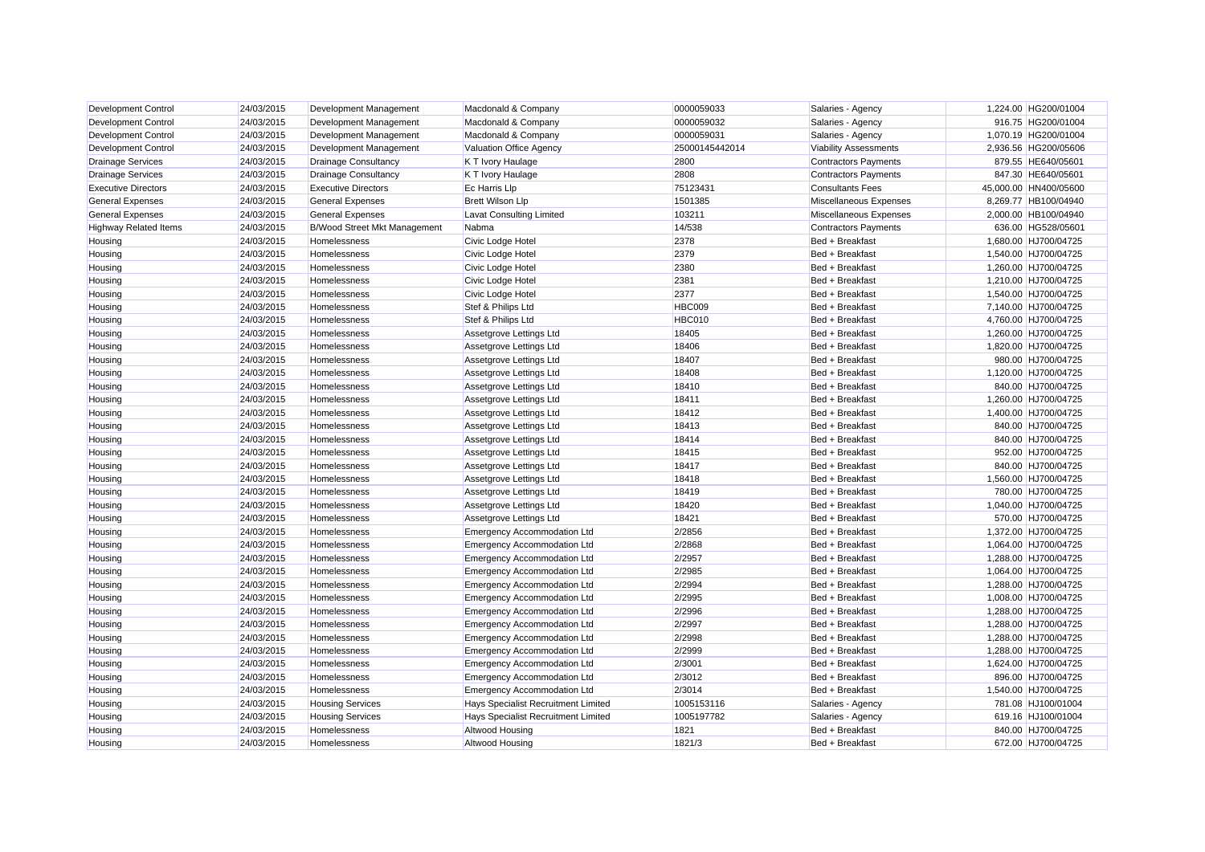| | | | | | | | |
|---|---|---|---|---|---|---|---|
| Development Control | 24/03/2015 | Development Management | Macdonald & Company | 0000059033 | Salaries - Agency | 1,224.00 | HG200/01004 |
| Development Control | 24/03/2015 | Development Management | Macdonald & Company | 0000059032 | Salaries - Agency | 916.75 | HG200/01004 |
| Development Control | 24/03/2015 | Development Management | Macdonald & Company | 0000059031 | Salaries - Agency | 1,070.19 | HG200/01004 |
| Development Control | 24/03/2015 | Development Management | Valuation Office Agency | 25000145442014 | Viability Assessments | 2,936.56 | HG200/05606 |
| Drainage Services | 24/03/2015 | Drainage Consultancy | K T Ivory Haulage | 2800 | Contractors Payments | 879.55 | HE640/05601 |
| Drainage Services | 24/03/2015 | Drainage Consultancy | K T Ivory Haulage | 2808 | Contractors Payments | 847.30 | HE640/05601 |
| Executive Directors | 24/03/2015 | Executive Directors | Ec Harris Llp | 75123431 | Consultants Fees | 45,000.00 | HN400/05600 |
| General Expenses | 24/03/2015 | General Expenses | Brett Wilson Llp | 1501385 | Miscellaneous Expenses | 8,269.77 | HB100/04940 |
| General Expenses | 24/03/2015 | General Expenses | Lavat Consulting Limited | 103211 | Miscellaneous Expenses | 2,000.00 | HB100/04940 |
| Highway Related Items | 24/03/2015 | B/Wood Street Mkt Management | Nabma | 14/538 | Contractors Payments | 636.00 | HG528/05601 |
| Housing | 24/03/2015 | Homelessness | Civic Lodge Hotel | 2378 | Bed + Breakfast | 1,680.00 | HJ700/04725 |
| Housing | 24/03/2015 | Homelessness | Civic Lodge Hotel | 2379 | Bed + Breakfast | 1,540.00 | HJ700/04725 |
| Housing | 24/03/2015 | Homelessness | Civic Lodge Hotel | 2380 | Bed + Breakfast | 1,260.00 | HJ700/04725 |
| Housing | 24/03/2015 | Homelessness | Civic Lodge Hotel | 2381 | Bed + Breakfast | 1,210.00 | HJ700/04725 |
| Housing | 24/03/2015 | Homelessness | Civic Lodge Hotel | 2377 | Bed + Breakfast | 1,540.00 | HJ700/04725 |
| Housing | 24/03/2015 | Homelessness | Stef & Philips Ltd | HBC009 | Bed + Breakfast | 7,140.00 | HJ700/04725 |
| Housing | 24/03/2015 | Homelessness | Stef & Philips Ltd | HBC010 | Bed + Breakfast | 4,760.00 | HJ700/04725 |
| Housing | 24/03/2015 | Homelessness | Assetgrove Lettings Ltd | 18405 | Bed + Breakfast | 1,260.00 | HJ700/04725 |
| Housing | 24/03/2015 | Homelessness | Assetgrove Lettings Ltd | 18406 | Bed + Breakfast | 1,820.00 | HJ700/04725 |
| Housing | 24/03/2015 | Homelessness | Assetgrove Lettings Ltd | 18407 | Bed + Breakfast | 980.00 | HJ700/04725 |
| Housing | 24/03/2015 | Homelessness | Assetgrove Lettings Ltd | 18408 | Bed + Breakfast | 1,120.00 | HJ700/04725 |
| Housing | 24/03/2015 | Homelessness | Assetgrove Lettings Ltd | 18410 | Bed + Breakfast | 840.00 | HJ700/04725 |
| Housing | 24/03/2015 | Homelessness | Assetgrove Lettings Ltd | 18411 | Bed + Breakfast | 1,260.00 | HJ700/04725 |
| Housing | 24/03/2015 | Homelessness | Assetgrove Lettings Ltd | 18412 | Bed + Breakfast | 1,400.00 | HJ700/04725 |
| Housing | 24/03/2015 | Homelessness | Assetgrove Lettings Ltd | 18413 | Bed + Breakfast | 840.00 | HJ700/04725 |
| Housing | 24/03/2015 | Homelessness | Assetgrove Lettings Ltd | 18414 | Bed + Breakfast | 840.00 | HJ700/04725 |
| Housing | 24/03/2015 | Homelessness | Assetgrove Lettings Ltd | 18415 | Bed + Breakfast | 952.00 | HJ700/04725 |
| Housing | 24/03/2015 | Homelessness | Assetgrove Lettings Ltd | 18417 | Bed + Breakfast | 840.00 | HJ700/04725 |
| Housing | 24/03/2015 | Homelessness | Assetgrove Lettings Ltd | 18418 | Bed + Breakfast | 1,560.00 | HJ700/04725 |
| Housing | 24/03/2015 | Homelessness | Assetgrove Lettings Ltd | 18419 | Bed + Breakfast | 780.00 | HJ700/04725 |
| Housing | 24/03/2015 | Homelessness | Assetgrove Lettings Ltd | 18420 | Bed + Breakfast | 1,040.00 | HJ700/04725 |
| Housing | 24/03/2015 | Homelessness | Assetgrove Lettings Ltd | 18421 | Bed + Breakfast | 570.00 | HJ700/04725 |
| Housing | 24/03/2015 | Homelessness | Emergency Accommodation Ltd | 2/2856 | Bed + Breakfast | 1,372.00 | HJ700/04725 |
| Housing | 24/03/2015 | Homelessness | Emergency Accommodation Ltd | 2/2868 | Bed + Breakfast | 1,064.00 | HJ700/04725 |
| Housing | 24/03/2015 | Homelessness | Emergency Accommodation Ltd | 2/2957 | Bed + Breakfast | 1,288.00 | HJ700/04725 |
| Housing | 24/03/2015 | Homelessness | Emergency Accommodation Ltd | 2/2985 | Bed + Breakfast | 1,064.00 | HJ700/04725 |
| Housing | 24/03/2015 | Homelessness | Emergency Accommodation Ltd | 2/2994 | Bed + Breakfast | 1,288.00 | HJ700/04725 |
| Housing | 24/03/2015 | Homelessness | Emergency Accommodation Ltd | 2/2995 | Bed + Breakfast | 1,008.00 | HJ700/04725 |
| Housing | 24/03/2015 | Homelessness | Emergency Accommodation Ltd | 2/2996 | Bed + Breakfast | 1,288.00 | HJ700/04725 |
| Housing | 24/03/2015 | Homelessness | Emergency Accommodation Ltd | 2/2997 | Bed + Breakfast | 1,288.00 | HJ700/04725 |
| Housing | 24/03/2015 | Homelessness | Emergency Accommodation Ltd | 2/2998 | Bed + Breakfast | 1,288.00 | HJ700/04725 |
| Housing | 24/03/2015 | Homelessness | Emergency Accommodation Ltd | 2/2999 | Bed + Breakfast | 1,288.00 | HJ700/04725 |
| Housing | 24/03/2015 | Homelessness | Emergency Accommodation Ltd | 2/3001 | Bed + Breakfast | 1,624.00 | HJ700/04725 |
| Housing | 24/03/2015 | Homelessness | Emergency Accommodation Ltd | 2/3012 | Bed + Breakfast | 896.00 | HJ700/04725 |
| Housing | 24/03/2015 | Homelessness | Emergency Accommodation Ltd | 2/3014 | Bed + Breakfast | 1,540.00 | HJ700/04725 |
| Housing | 24/03/2015 | Housing Services | Hays Specialist Recruitment Limited | 1005153116 | Salaries - Agency | 781.08 | HJ100/01004 |
| Housing | 24/03/2015 | Housing Services | Hays Specialist Recruitment Limited | 1005197782 | Salaries - Agency | 619.16 | HJ100/01004 |
| Housing | 24/03/2015 | Homelessness | Altwood Housing | 1821 | Bed + Breakfast | 840.00 | HJ700/04725 |
| Housing | 24/03/2015 | Homelessness | Altwood Housing | 1821/3 | Bed + Breakfast | 672.00 | HJ700/04725 |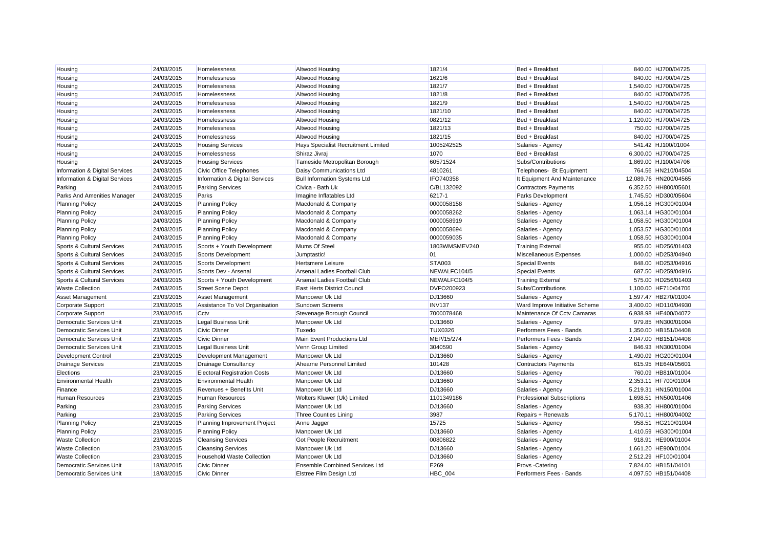| Housing | 24/03/2015 | Homelessness | Altwood Housing | 1821/4 | Bed + Breakfast | 840.00 | HJ700/04725 |
|---|---|---|---|---|---|---|---|
| Housing | 24/03/2015 | Homelessness | Altwood Housing | 1621/6 | Bed + Breakfast | 840.00 | HJ700/04725 |
| Housing | 24/03/2015 | Homelessness | Altwood Housing | 1821/7 | Bed + Breakfast | 1,540.00 | HJ700/04725 |
| Housing | 24/03/2015 | Homelessness | Altwood Housing | 1821/8 | Bed + Breakfast | 840.00 | HJ700/04725 |
| Housing | 24/03/2015 | Homelessness | Altwood Housing | 1821/9 | Bed + Breakfast | 1,540.00 | HJ700/04725 |
| Housing | 24/03/2015 | Homelessness | Altwood Housing | 1821/10 | Bed + Breakfast | 840.00 | HJ700/04725 |
| Housing | 24/03/2015 | Homelessness | Altwood Housing | 0821/12 | Bed + Breakfast | 1,120.00 | HJ700/04725 |
| Housing | 24/03/2015 | Homelessness | Altwood Housing | 1821/13 | Bed + Breakfast | 750.00 | HJ700/04725 |
| Housing | 24/03/2015 | Homelessness | Altwood Housing | 1821/15 | Bed + Breakfast | 840.00 | HJ700/04725 |
| Housing | 24/03/2015 | Housing Services | Hays Specialist Recruitment Limited | 1005242525 | Salaries - Agency | 541.42 | HJ100/01004 |
| Housing | 24/03/2015 | Homelessness | Shiraz Jivraj | 1070 | Bed + Breakfast | 6,300.00 | HJ700/04725 |
| Housing | 24/03/2015 | Housing Services | Tameside Metropolitan Borough | 60571524 | Subs/Contributions | 1,869.00 | HJ100/04706 |
| Information & Digital Services | 24/03/2015 | Civic Office Telephones | Daisy Communications Ltd | 4810261 | Telephones- Bt Equipment | 764.56 | HN210/04504 |
| Information & Digital Services | 24/03/2015 | Information & Digital Services | Bull Information Systems Ltd | IFO740358 | It Equipment And Maintenance | 12,089.76 | HN200/04565 |
| Parking | 24/03/2015 | Parking Services | Civica - Bath Uk | C/BL132092 | Contractors Payments | 6,352.50 | HH800/05601 |
| Parks And Amenities Manager | 24/03/2015 | Parks | Imagine Inflatables Ltd | 6217-1 | Parks Development | 1,745.50 | HD300/05604 |
| Planning Policy | 24/03/2015 | Planning Policy | Macdonald & Company | 0000058158 | Salaries - Agency | 1,056.18 | HG300/01004 |
| Planning Policy | 24/03/2015 | Planning Policy | Macdonald & Company | 0000058262 | Salaries - Agency | 1,063.14 | HG300/01004 |
| Planning Policy | 24/03/2015 | Planning Policy | Macdonald & Company | 0000058919 | Salaries - Agency | 1,058.50 | HG300/01004 |
| Planning Policy | 24/03/2015 | Planning Policy | Macdonald & Company | 0000058694 | Salaries - Agency | 1,053.57 | HG300/01004 |
| Planning Policy | 24/03/2015 | Planning Policy | Macdonald & Company | 0000059035 | Salaries - Agency | 1,058.50 | HG300/01004 |
| Sports & Cultural Services | 24/03/2015 | Sports + Youth Development | Mums Of Steel | 1803WMSMEV240 | Training External | 955.00 | HD256/01403 |
| Sports & Cultural Services | 24/03/2015 | Sports Development | Jumptastic! | 01 | Miscellaneous Expenses | 1,000.00 | HD253/04940 |
| Sports & Cultural Services | 24/03/2015 | Sports Development | Hertsmere Leisure | STA003 | Special Events | 848.00 | HD253/04916 |
| Sports & Cultural Services | 24/03/2015 | Sports Dev - Arsenal | Arsenal Ladies Football Club | NEWALFC104/5 | Special Events | 687.50 | HD259/04916 |
| Sports & Cultural Services | 24/03/2015 | Sports + Youth Development | Arsenal Ladies Football Club | NEWALFC104/5 | Training External | 575.00 | HD256/01403 |
| Waste Collection | 24/03/2015 | Street Scene Depot | East Herts District Council | DVFO200923 | Subs/Contributions | 1,100.00 | HF710/04706 |
| Asset Management | 23/03/2015 | Asset Management | Manpower Uk Ltd | DJ13660 | Salaries - Agency | 1,597.47 | HB270/01004 |
| Corporate Support | 23/03/2015 | Assistance To Vol Organisation | Sundown Screens | INV137 | Ward Improve Initiative Scheme | 3,400.00 | HD110/04930 |
| Corporate Support | 23/03/2015 | Cctv | Stevenage Borough Council | 7000078468 | Maintenance Of Cctv Camaras | 6,938.98 | HE400/04072 |
| Democratic Services Unit | 23/03/2015 | Legal Business Unit | Manpower Uk Ltd | DJ13660 | Salaries - Agency | 979.85 | HN300/01004 |
| Democratic Services Unit | 23/03/2015 | Civic Dinner | Tuxedo | TUX0326 | Performers Fees - Bands | 1,350.00 | HB151/04408 |
| Democratic Services Unit | 23/03/2015 | Civic Dinner | Main Event Productions Ltd | MEP/15/274 | Performers Fees - Bands | 2,047.00 | HB151/04408 |
| Democratic Services Unit | 23/03/2015 | Legal Business Unit | Venn Group Limited | 3040590 | Salaries - Agency | 846.93 | HN300/01004 |
| Development Control | 23/03/2015 | Development Management | Manpower Uk Ltd | DJ13660 | Salaries - Agency | 1,490.09 | HG200/01004 |
| Drainage Services | 23/03/2015 | Drainage Consultancy | Ahearne Personnel Limited | 101428 | Contractors Payments | 615.95 | HE640/05601 |
| Elections | 23/03/2015 | Electoral Registration Costs | Manpower Uk Ltd | DJ13660 | Salaries - Agency | 760.09 | HB810/01004 |
| Environmental Health | 23/03/2015 | Environmental Health | Manpower Uk Ltd | DJ13660 | Salaries - Agency | 2,353.11 | HF700/01004 |
| Finance | 23/03/2015 | Revenues + Benefits Unit | Manpower Uk Ltd | DJ13660 | Salaries - Agency | 5,219.31 | HN150/01004 |
| Human Resources | 23/03/2015 | Human Resources | Wolters Kluwer (Uk) Limited | 1101349186 | Professional Subscriptions | 1,698.51 | HN500/01406 |
| Parking | 23/03/2015 | Parking Services | Manpower Uk Ltd | DJ13660 | Salaries - Agency | 938.30 | HH800/01004 |
| Parking | 23/03/2015 | Parking Services | Three Counties Lining | 3987 | Repairs + Renewals | 5,170.11 | HH800/04002 |
| Planning Policy | 23/03/2015 | Planning Improvement Project | Anne Jagger | 15725 | Salaries - Agency | 958.51 | HG210/01004 |
| Planning Policy | 23/03/2015 | Planning Policy | Manpower Uk Ltd | DJ13660 | Salaries - Agency | 1,410.59 | HG300/01004 |
| Waste Collection | 23/03/2015 | Cleansing Services | Got People Recruitment | 00806822 | Salaries - Agency | 918.91 | HE900/01004 |
| Waste Collection | 23/03/2015 | Cleansing Services | Manpower Uk Ltd | DJ13660 | Salaries - Agency | 1,661.20 | HE900/01004 |
| Waste Collection | 23/03/2015 | Household Waste Collection | Manpower Uk Ltd | DJ13660 | Salaries - Agency | 2,512.29 | HF100/01004 |
| Democratic Services Unit | 18/03/2015 | Civic Dinner | Ensemble Combined Services Ltd | E269 | Provs -Catering | 7,824.00 | HB151/04101 |
| Democratic Services Unit | 18/03/2015 | Civic Dinner | Elstree Film Design Ltd | HBC_004 | Performers Fees - Bands | 4,097.50 | HB151/04408 |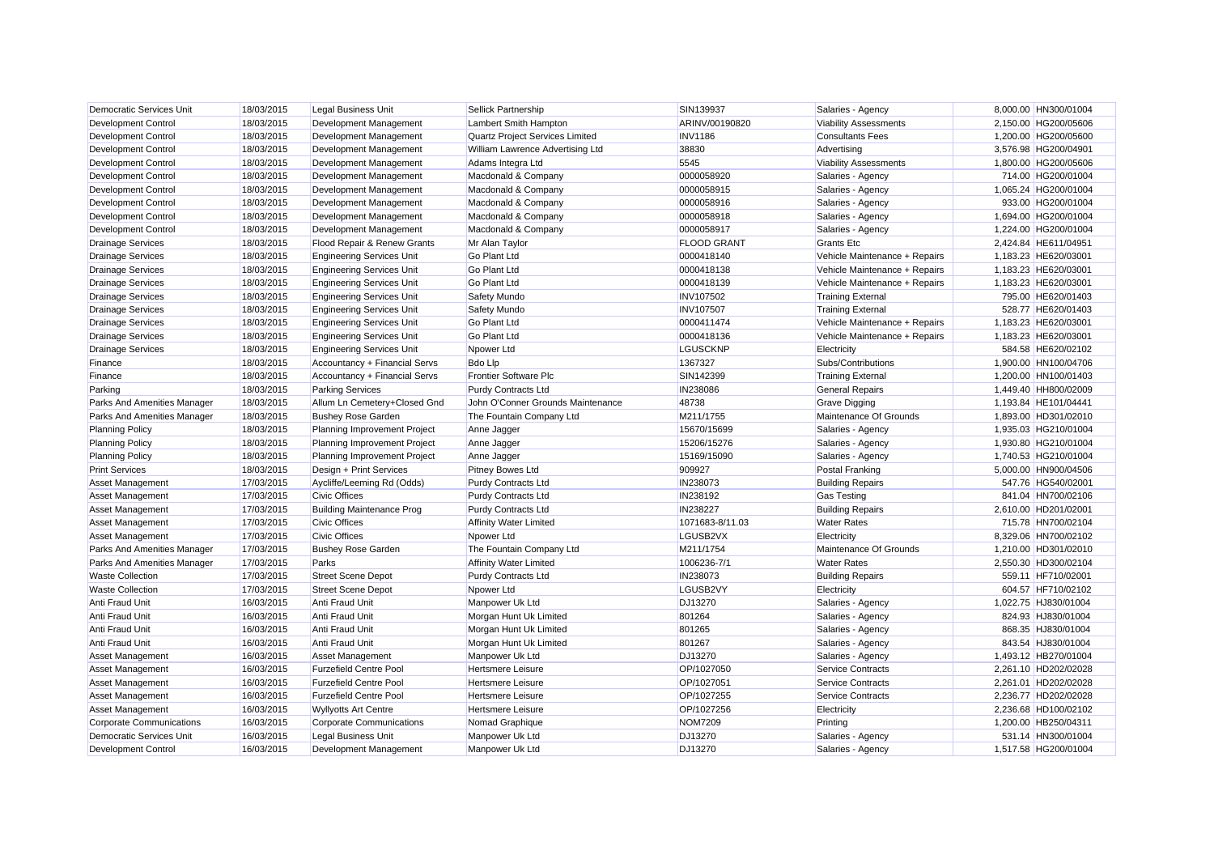| | | | | | | | |
|---|---|---|---|---|---|---|---|
| Democratic Services Unit | 18/03/2015 | Legal Business Unit | Sellick Partnership | SIN139937 | Salaries - Agency | 8,000.00 | HN300/01004 |
| Development Control | 18/03/2015 | Development Management | Lambert Smith Hampton | ARINV/00190820 | Viability Assessments | 2,150.00 | HG200/05606 |
| Development Control | 18/03/2015 | Development Management | Quartz Project Services Limited | INV1186 | Consultants Fees | 1,200.00 | HG200/05600 |
| Development Control | 18/03/2015 | Development Management | William Lawrence Advertising Ltd | 38830 | Advertising | 3,576.98 | HG200/04901 |
| Development Control | 18/03/2015 | Development Management | Adams Integra Ltd | 5545 | Viability Assessments | 1,800.00 | HG200/05606 |
| Development Control | 18/03/2015 | Development Management | Macdonald & Company | 0000058920 | Salaries - Agency | 714.00 | HG200/01004 |
| Development Control | 18/03/2015 | Development Management | Macdonald & Company | 0000058915 | Salaries - Agency | 1,065.24 | HG200/01004 |
| Development Control | 18/03/2015 | Development Management | Macdonald & Company | 0000058916 | Salaries - Agency | 933.00 | HG200/01004 |
| Development Control | 18/03/2015 | Development Management | Macdonald & Company | 0000058918 | Salaries - Agency | 1,694.00 | HG200/01004 |
| Development Control | 18/03/2015 | Development Management | Macdonald & Company | 0000058917 | Salaries - Agency | 1,224.00 | HG200/01004 |
| Drainage Services | 18/03/2015 | Flood Repair & Renew Grants | Mr Alan Taylor | FLOOD GRANT | Grants Etc | 2,424.84 | HE611/04951 |
| Drainage Services | 18/03/2015 | Engineering Services Unit | Go Plant Ltd | 0000418140 | Vehicle Maintenance + Repairs | 1,183.23 | HE620/03001 |
| Drainage Services | 18/03/2015 | Engineering Services Unit | Go Plant Ltd | 0000418138 | Vehicle Maintenance + Repairs | 1,183.23 | HE620/03001 |
| Drainage Services | 18/03/2015 | Engineering Services Unit | Go Plant Ltd | 0000418139 | Vehicle Maintenance + Repairs | 1,183.23 | HE620/03001 |
| Drainage Services | 18/03/2015 | Engineering Services Unit | Safety Mundo | INV107502 | Training External | 795.00 | HE620/01403 |
| Drainage Services | 18/03/2015 | Engineering Services Unit | Safety Mundo | INV107507 | Training External | 528.77 | HE620/01403 |
| Drainage Services | 18/03/2015 | Engineering Services Unit | Go Plant Ltd | 0000411474 | Vehicle Maintenance + Repairs | 1,183.23 | HE620/03001 |
| Drainage Services | 18/03/2015 | Engineering Services Unit | Go Plant Ltd | 0000418136 | Vehicle Maintenance + Repairs | 1,183.23 | HE620/03001 |
| Drainage Services | 18/03/2015 | Engineering Services Unit | Npower Ltd | LGUSCKNP | Electricity | 584.58 | HE620/02102 |
| Finance | 18/03/2015 | Accountancy + Financial Servs | Bdo Llp | 1367327 | Subs/Contributions | 1,900.00 | HN100/04706 |
| Finance | 18/03/2015 | Accountancy + Financial Servs | Frontier Software Plc | SIN142399 | Training External | 1,200.00 | HN100/01403 |
| Parking | 18/03/2015 | Parking Services | Purdy Contracts Ltd | IN238086 | General Repairs | 1,449.40 | HH800/02009 |
| Parks And Amenities Manager | 18/03/2015 | Allum Ln Cemetery+Closed Gnd | John O'Conner Grounds Maintenance | 48738 | Grave Digging | 1,193.84 | HE101/04441 |
| Parks And Amenities Manager | 18/03/2015 | Bushey Rose Garden | The Fountain Company Ltd | M211/1755 | Maintenance Of Grounds | 1,893.00 | HD301/02010 |
| Planning Policy | 18/03/2015 | Planning Improvement Project | Anne Jagger | 15670/15699 | Salaries - Agency | 1,935.03 | HG210/01004 |
| Planning Policy | 18/03/2015 | Planning Improvement Project | Anne Jagger | 15206/15276 | Salaries - Agency | 1,930.80 | HG210/01004 |
| Planning Policy | 18/03/2015 | Planning Improvement Project | Anne Jagger | 15169/15090 | Salaries - Agency | 1,740.53 | HG210/01004 |
| Print Services | 18/03/2015 | Design + Print Services | Pitney Bowes Ltd | 909927 | Postal Franking | 5,000.00 | HN900/04506 |
| Asset Management | 17/03/2015 | Aycliffe/Leeming Rd (Odds) | Purdy Contracts Ltd | IN238073 | Building Repairs | 547.76 | HG540/02001 |
| Asset Management | 17/03/2015 | Civic Offices | Purdy Contracts Ltd | IN238192 | Gas Testing | 841.04 | HN700/02106 |
| Asset Management | 17/03/2015 | Building Maintenance Prog | Purdy Contracts Ltd | IN238227 | Building Repairs | 2,610.00 | HD201/02001 |
| Asset Management | 17/03/2015 | Civic Offices | Affinity Water Limited | 1071683-8/11.03 | Water Rates | 715.78 | HN700/02104 |
| Asset Management | 17/03/2015 | Civic Offices | Npower Ltd | LGUSB2VX | Electricity | 8,329.06 | HN700/02102 |
| Parks And Amenities Manager | 17/03/2015 | Bushey Rose Garden | The Fountain Company Ltd | M211/1754 | Maintenance Of Grounds | 1,210.00 | HD301/02010 |
| Parks And Amenities Manager | 17/03/2015 | Parks | Affinity Water Limited | 1006236-7/1 | Water Rates | 2,550.30 | HD300/02104 |
| Waste Collection | 17/03/2015 | Street Scene Depot | Purdy Contracts Ltd | IN238073 | Building Repairs | 559.11 | HF710/02001 |
| Waste Collection | 17/03/2015 | Street Scene Depot | Npower Ltd | LGUSB2VY | Electricity | 604.57 | HF710/02102 |
| Anti Fraud Unit | 16/03/2015 | Anti Fraud Unit | Manpower Uk Ltd | DJ13270 | Salaries - Agency | 1,022.75 | HJ830/01004 |
| Anti Fraud Unit | 16/03/2015 | Anti Fraud Unit | Morgan Hunt Uk Limited | 801264 | Salaries - Agency | 824.93 | HJ830/01004 |
| Anti Fraud Unit | 16/03/2015 | Anti Fraud Unit | Morgan Hunt Uk Limited | 801265 | Salaries - Agency | 868.35 | HJ830/01004 |
| Anti Fraud Unit | 16/03/2015 | Anti Fraud Unit | Morgan Hunt Uk Limited | 801267 | Salaries - Agency | 843.54 | HJ830/01004 |
| Asset Management | 16/03/2015 | Asset Management | Manpower Uk Ltd | DJ13270 | Salaries - Agency | 1,493.12 | HB270/01004 |
| Asset Management | 16/03/2015 | Furzefield Centre Pool | Hertsmere Leisure | OP/1027050 | Service Contracts | 2,261.10 | HD202/02028 |
| Asset Management | 16/03/2015 | Furzefield Centre Pool | Hertsmere Leisure | OP/1027051 | Service Contracts | 2,261.01 | HD202/02028 |
| Asset Management | 16/03/2015 | Furzefield Centre Pool | Hertsmere Leisure | OP/1027255 | Service Contracts | 2,236.77 | HD202/02028 |
| Asset Management | 16/03/2015 | Wyllyotts Art Centre | Hertsmere Leisure | OP/1027256 | Electricity | 2,236.68 | HD100/02102 |
| Corporate Communications | 16/03/2015 | Corporate Communications | Nomad Graphique | NOM7209 | Printing | 1,200.00 | HB250/04311 |
| Democratic Services Unit | 16/03/2015 | Legal Business Unit | Manpower Uk Ltd | DJ13270 | Salaries - Agency | 531.14 | HN300/01004 |
| Development Control | 16/03/2015 | Development Management | Manpower Uk Ltd | DJ13270 | Salaries - Agency | 1,517.58 | HG200/01004 |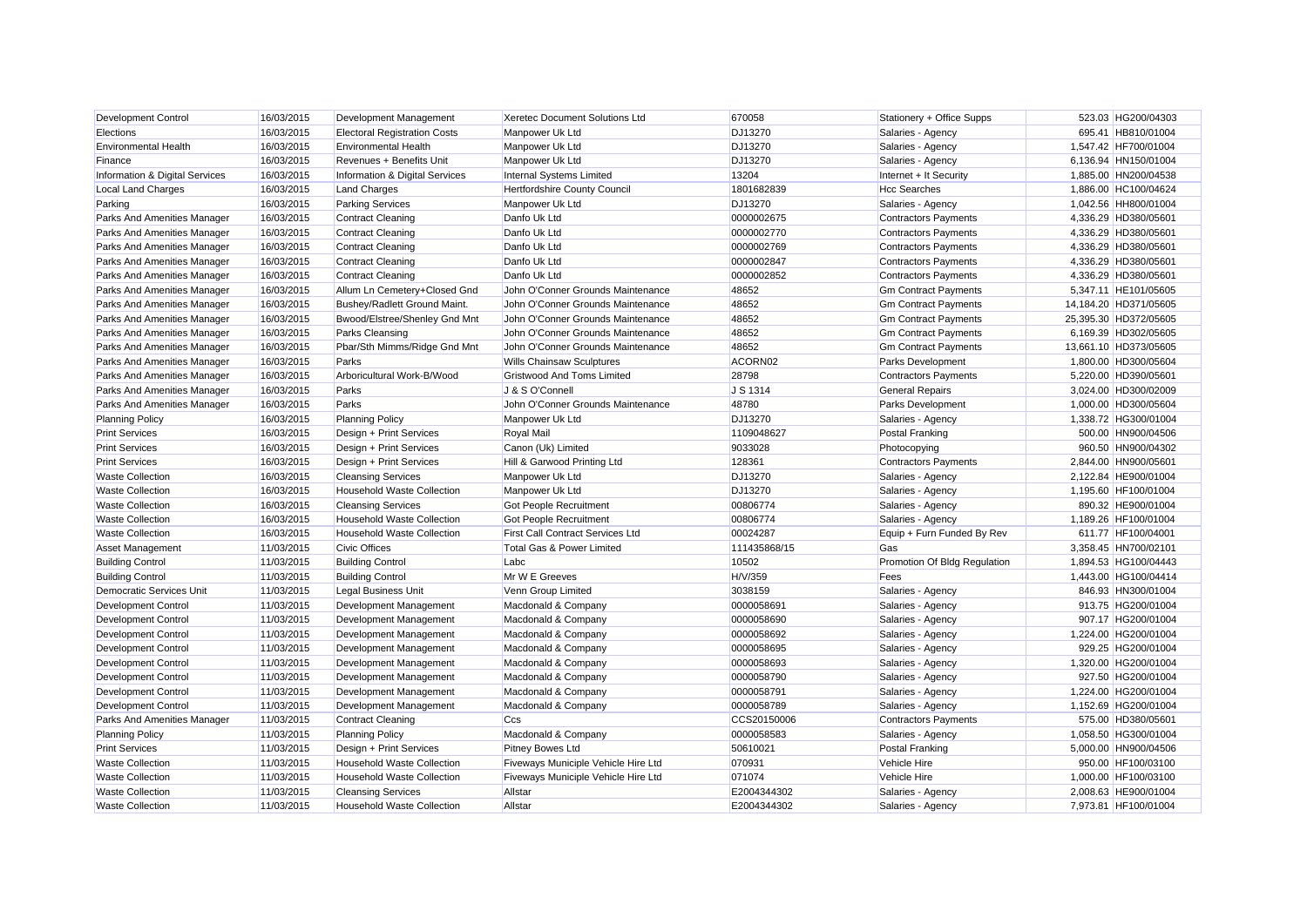| Development Control | 16/03/2015 | Development Management | Xeretec Document Solutions Ltd | 670058 | Stationery + Office Supps | 523.03 | HG200/04303 |
|---|---|---|---|---|---|---|---|
| Elections | 16/03/2015 | Electoral Registration Costs | Manpower Uk Ltd | DJ13270 | Salaries - Agency | 695.41 | HB810/01004 |
| Environmental Health | 16/03/2015 | Environmental Health | Manpower Uk Ltd | DJ13270 | Salaries - Agency | 1,547.42 | HF700/01004 |
| Finance | 16/03/2015 | Revenues + Benefits Unit | Manpower Uk Ltd | DJ13270 | Salaries - Agency | 6,136.94 | HN150/01004 |
| Information & Digital Services | 16/03/2015 | Information & Digital Services | Internal Systems Limited | 13204 | Internet + It Security | 1,885.00 | HN200/04538 |
| Local Land Charges | 16/03/2015 | Land Charges | Hertfordshire County Council | 1801682839 | Hcc Searches | 1,886.00 | HC100/04624 |
| Parking | 16/03/2015 | Parking Services | Manpower Uk Ltd | DJ13270 | Salaries - Agency | 1,042.56 | HH800/01004 |
| Parks And Amenities Manager | 16/03/2015 | Contract Cleaning | Danfo Uk Ltd | 0000002675 | Contractors Payments | 4,336.29 | HD380/05601 |
| Parks And Amenities Manager | 16/03/2015 | Contract Cleaning | Danfo Uk Ltd | 0000002770 | Contractors Payments | 4,336.29 | HD380/05601 |
| Parks And Amenities Manager | 16/03/2015 | Contract Cleaning | Danfo Uk Ltd | 0000002769 | Contractors Payments | 4,336.29 | HD380/05601 |
| Parks And Amenities Manager | 16/03/2015 | Contract Cleaning | Danfo Uk Ltd | 0000002847 | Contractors Payments | 4,336.29 | HD380/05601 |
| Parks And Amenities Manager | 16/03/2015 | Contract Cleaning | Danfo Uk Ltd | 0000002852 | Contractors Payments | 4,336.29 | HD380/05601 |
| Parks And Amenities Manager | 16/03/2015 | Allum Ln Cemetery+Closed Gnd | John O'Conner Grounds Maintenance | 48652 | Gm Contract Payments | 5,347.11 | HE101/05605 |
| Parks And Amenities Manager | 16/03/2015 | Bushey/Radlett Ground Maint. | John O'Conner Grounds Maintenance | 48652 | Gm Contract Payments | 14,184.20 | HD371/05605 |
| Parks And Amenities Manager | 16/03/2015 | Bwood/Elstree/Shenley Gnd Mnt | John O'Conner Grounds Maintenance | 48652 | Gm Contract Payments | 25,395.30 | HD372/05605 |
| Parks And Amenities Manager | 16/03/2015 | Parks Cleansing | John O'Conner Grounds Maintenance | 48652 | Gm Contract Payments | 6,169.39 | HD302/05605 |
| Parks And Amenities Manager | 16/03/2015 | Pbar/Sth Mimms/Ridge Gnd Mnt | John O'Conner Grounds Maintenance | 48652 | Gm Contract Payments | 13,661.10 | HD373/05605 |
| Parks And Amenities Manager | 16/03/2015 | Parks | Wills Chainsaw Sculptures | ACORN02 | Parks Development | 1,800.00 | HD300/05604 |
| Parks And Amenities Manager | 16/03/2015 | Arboricultural Work-B/Wood | Gristwood And Toms Limited | 28798 | Contractors Payments | 5,220.00 | HD390/05601 |
| Parks And Amenities Manager | 16/03/2015 | Parks | J & S O'Connell | J S 1314 | General Repairs | 3,024.00 | HD300/02009 |
| Parks And Amenities Manager | 16/03/2015 | Parks | John O'Conner Grounds Maintenance | 48780 | Parks Development | 1,000.00 | HD300/05604 |
| Planning Policy | 16/03/2015 | Planning Policy | Manpower Uk Ltd | DJ13270 | Salaries - Agency | 1,338.72 | HG300/01004 |
| Print Services | 16/03/2015 | Design + Print Services | Royal Mail | 1109048627 | Postal Franking | 500.00 | HN900/04506 |
| Print Services | 16/03/2015 | Design + Print Services | Canon (Uk) Limited | 9033028 | Photocopying | 960.50 | HN900/04302 |
| Print Services | 16/03/2015 | Design + Print Services | Hill & Garwood Printing Ltd | 128361 | Contractors Payments | 2,844.00 | HN900/05601 |
| Waste Collection | 16/03/2015 | Cleansing Services | Manpower Uk Ltd | DJ13270 | Salaries - Agency | 2,122.84 | HE900/01004 |
| Waste Collection | 16/03/2015 | Household Waste Collection | Manpower Uk Ltd | DJ13270 | Salaries - Agency | 1,195.60 | HF100/01004 |
| Waste Collection | 16/03/2015 | Cleansing Services | Got People Recruitment | 00806774 | Salaries - Agency | 890.32 | HE900/01004 |
| Waste Collection | 16/03/2015 | Household Waste Collection | Got People Recruitment | 00806774 | Salaries - Agency | 1,189.26 | HF100/01004 |
| Waste Collection | 16/03/2015 | Household Waste Collection | First Call Contract Services Ltd | 00024287 | Equip + Furn Funded By Rev | 611.77 | HF100/04001 |
| Asset Management | 11/03/2015 | Civic Offices | Total Gas & Power Limited | 111435868/15 | Gas | 3,358.45 | HN700/02101 |
| Building Control | 11/03/2015 | Building Control | Labc | 10502 | Promotion Of Bldg Regulation | 1,894.53 | HG100/04443 |
| Building Control | 11/03/2015 | Building Control | Mr W E Greeves | H/V/359 | Fees | 1,443.00 | HG100/04414 |
| Democratic Services Unit | 11/03/2015 | Legal Business Unit | Venn Group Limited | 3038159 | Salaries - Agency | 846.93 | HN300/01004 |
| Development Control | 11/03/2015 | Development Management | Macdonald & Company | 0000058691 | Salaries - Agency | 913.75 | HG200/01004 |
| Development Control | 11/03/2015 | Development Management | Macdonald & Company | 0000058690 | Salaries - Agency | 907.17 | HG200/01004 |
| Development Control | 11/03/2015 | Development Management | Macdonald & Company | 0000058692 | Salaries - Agency | 1,224.00 | HG200/01004 |
| Development Control | 11/03/2015 | Development Management | Macdonald & Company | 0000058695 | Salaries - Agency | 929.25 | HG200/01004 |
| Development Control | 11/03/2015 | Development Management | Macdonald & Company | 0000058693 | Salaries - Agency | 1,320.00 | HG200/01004 |
| Development Control | 11/03/2015 | Development Management | Macdonald & Company | 0000058790 | Salaries - Agency | 927.50 | HG200/01004 |
| Development Control | 11/03/2015 | Development Management | Macdonald & Company | 0000058791 | Salaries - Agency | 1,224.00 | HG200/01004 |
| Development Control | 11/03/2015 | Development Management | Macdonald & Company | 0000058789 | Salaries - Agency | 1,152.69 | HG200/01004 |
| Parks And Amenities Manager | 11/03/2015 | Contract Cleaning | Ccs | CCS20150006 | Contractors Payments | 575.00 | HD380/05601 |
| Planning Policy | 11/03/2015 | Planning Policy | Macdonald & Company | 0000058583 | Salaries - Agency | 1,058.50 | HG300/01004 |
| Print Services | 11/03/2015 | Design + Print Services | Pitney Bowes Ltd | 50610021 | Postal Franking | 5,000.00 | HN900/04506 |
| Waste Collection | 11/03/2015 | Household Waste Collection | Fiveways Municiple Vehicle Hire Ltd | 070931 | Vehicle Hire | 950.00 | HF100/03100 |
| Waste Collection | 11/03/2015 | Household Waste Collection | Fiveways Municiple Vehicle Hire Ltd | 071074 | Vehicle Hire | 1,000.00 | HF100/03100 |
| Waste Collection | 11/03/2015 | Cleansing Services | Allstar | E2004344302 | Salaries - Agency | 2,008.63 | HE900/01004 |
| Waste Collection | 11/03/2015 | Household Waste Collection | Allstar | E2004344302 | Salaries - Agency | 7,973.81 | HF100/01004 |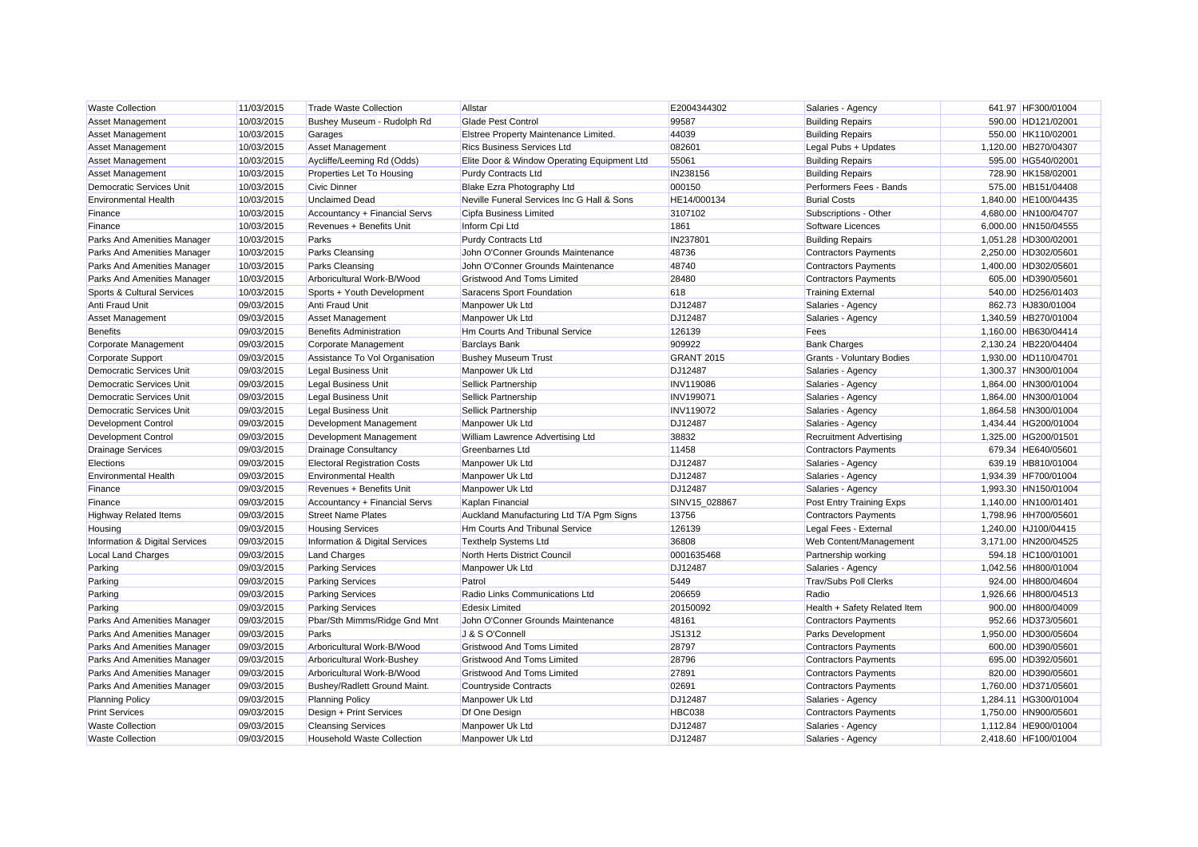| Waste Collection | 11/03/2015 | Trade Waste Collection | Allstar | E2004344302 | Salaries - Agency | 641.97 | HF300/01004 |
|---|---|---|---|---|---|---|---|
| Asset Management | 10/03/2015 | Bushey Museum - Rudolph Rd | Glade Pest Control | 99587 | Building Repairs | 590.00 | HD121/02001 |
| Asset Management | 10/03/2015 | Garages | Elstree Property Maintenance Limited. | 44039 | Building Repairs | 550.00 | HK110/02001 |
| Asset Management | 10/03/2015 | Asset Management | Rics Business Services Ltd | 082601 | Legal Pubs + Updates | 1,120.00 | HB270/04307 |
| Asset Management | 10/03/2015 | Aycliffe/Leeming Rd (Odds) | Elite Door & Window Operating Equipment Ltd | 55061 | Building Repairs | 595.00 | HG540/02001 |
| Asset Management | 10/03/2015 | Properties Let To Housing | Purdy Contracts Ltd | IN238156 | Building Repairs | 728.90 | HK158/02001 |
| Democratic Services Unit | 10/03/2015 | Civic Dinner | Blake Ezra Photography Ltd | 000150 | Performers Fees - Bands | 575.00 | HB151/04408 |
| Environmental Health | 10/03/2015 | Unclaimed Dead | Neville Funeral Services Inc G Hall & Sons | HE14/000134 | Burial Costs | 1,840.00 | HE100/04435 |
| Finance | 10/03/2015 | Accountancy + Financial Servs | Cipfa Business Limited | 3107102 | Subscriptions - Other | 4,680.00 | HN100/04707 |
| Finance | 10/03/2015 | Revenues + Benefits Unit | Inform Cpi Ltd | 1861 | Software Licences | 6,000.00 | HN150/04555 |
| Parks And Amenities Manager | 10/03/2015 | Parks | Purdy Contracts Ltd | IN237801 | Building Repairs | 1,051.28 | HD300/02001 |
| Parks And Amenities Manager | 10/03/2015 | Parks Cleansing | John O'Conner Grounds Maintenance | 48736 | Contractors Payments | 2,250.00 | HD302/05601 |
| Parks And Amenities Manager | 10/03/2015 | Parks Cleansing | John O'Conner Grounds Maintenance | 48740 | Contractors Payments | 1,400.00 | HD302/05601 |
| Parks And Amenities Manager | 10/03/2015 | Arboricultural Work-B/Wood | Gristwood And Toms Limited | 28480 | Contractors Payments | 605.00 | HD390/05601 |
| Sports & Cultural Services | 10/03/2015 | Sports + Youth Development | Saracens Sport Foundation | 618 | Training External | 540.00 | HD256/01403 |
| Anti Fraud Unit | 09/03/2015 | Anti Fraud Unit | Manpower Uk Ltd | DJ12487 | Salaries - Agency | 862.73 | HJ830/01004 |
| Asset Management | 09/03/2015 | Asset Management | Manpower Uk Ltd | DJ12487 | Salaries - Agency | 1,340.59 | HB270/01004 |
| Benefits | 09/03/2015 | Benefits Administration | Hm Courts And Tribunal Service | 126139 | Fees | 1,160.00 | HB630/04414 |
| Corporate Management | 09/03/2015 | Corporate Management | Barclays Bank | 909922 | Bank Charges | 2,130.24 | HB220/04404 |
| Corporate Support | 09/03/2015 | Assistance To Vol Organisation | Bushey Museum Trust | GRANT 2015 | Grants - Voluntary Bodies | 1,930.00 | HD110/04701 |
| Democratic Services Unit | 09/03/2015 | Legal Business Unit | Manpower Uk Ltd | DJ12487 | Salaries - Agency | 1,300.37 | HN300/01004 |
| Democratic Services Unit | 09/03/2015 | Legal Business Unit | Sellick Partnership | INV119086 | Salaries - Agency | 1,864.00 | HN300/01004 |
| Democratic Services Unit | 09/03/2015 | Legal Business Unit | Sellick Partnership | INV199071 | Salaries - Agency | 1,864.00 | HN300/01004 |
| Democratic Services Unit | 09/03/2015 | Legal Business Unit | Sellick Partnership | INV119072 | Salaries - Agency | 1,864.58 | HN300/01004 |
| Development Control | 09/03/2015 | Development Management | Manpower Uk Ltd | DJ12487 | Salaries - Agency | 1,434.44 | HG200/01004 |
| Development Control | 09/03/2015 | Development Management | William Lawrence Advertising Ltd | 38832 | Recruitment Advertising | 1,325.00 | HG200/01501 |
| Drainage Services | 09/03/2015 | Drainage Consultancy | Greenbarnes Ltd | 11458 | Contractors Payments | 679.34 | HE640/05601 |
| Elections | 09/03/2015 | Electoral Registration Costs | Manpower Uk Ltd | DJ12487 | Salaries - Agency | 639.19 | HB810/01004 |
| Environmental Health | 09/03/2015 | Environmental Health | Manpower Uk Ltd | DJ12487 | Salaries - Agency | 1,934.39 | HF700/01004 |
| Finance | 09/03/2015 | Revenues + Benefits Unit | Manpower Uk Ltd | DJ12487 | Salaries - Agency | 1,993.30 | HN150/01004 |
| Finance | 09/03/2015 | Accountancy + Financial Servs | Kaplan Financial | SINV15_028867 | Post Entry Training Exps | 1,140.00 | HN100/01401 |
| Highway Related Items | 09/03/2015 | Street Name Plates | Auckland Manufacturing Ltd T/A Pgm Signs | 13756 | Contractors Payments | 1,798.96 | HH700/05601 |
| Housing | 09/03/2015 | Housing Services | Hm Courts And Tribunal Service | 126139 | Legal Fees - External | 1,240.00 | HJ100/04415 |
| Information & Digital Services | 09/03/2015 | Information & Digital Services | Texthelp Systems Ltd | 36808 | Web Content/Management | 3,171.00 | HN200/04525 |
| Local Land Charges | 09/03/2015 | Land Charges | North Herts District Council | 0001635468 | Partnership working | 594.18 | HC100/01001 |
| Parking | 09/03/2015 | Parking Services | Manpower Uk Ltd | DJ12487 | Salaries - Agency | 1,042.56 | HH800/01004 |
| Parking | 09/03/2015 | Parking Services | Patrol | 5449 | Trav/Subs Poll Clerks | 924.00 | HH800/04604 |
| Parking | 09/03/2015 | Parking Services | Radio Links Communications Ltd | 206659 | Radio | 1,926.66 | HH800/04513 |
| Parking | 09/03/2015 | Parking Services | Edesix Limited | 20150092 | Health + Safety Related Item | 900.00 | HH800/04009 |
| Parks And Amenities Manager | 09/03/2015 | Pbar/Sth Mimms/Ridge Gnd Mnt | John O'Conner Grounds Maintenance | 48161 | Contractors Payments | 952.66 | HD373/05601 |
| Parks And Amenities Manager | 09/03/2015 | Parks | J & S O'Connell | JS1312 | Parks Development | 1,950.00 | HD300/05604 |
| Parks And Amenities Manager | 09/03/2015 | Arboricultural Work-B/Wood | Gristwood And Toms Limited | 28797 | Contractors Payments | 600.00 | HD390/05601 |
| Parks And Amenities Manager | 09/03/2015 | Arboricultural Work-Bushey | Gristwood And Toms Limited | 28796 | Contractors Payments | 695.00 | HD392/05601 |
| Parks And Amenities Manager | 09/03/2015 | Arboricultural Work-B/Wood | Gristwood And Toms Limited | 27891 | Contractors Payments | 820.00 | HD390/05601 |
| Parks And Amenities Manager | 09/03/2015 | Bushey/Radlett Ground Maint. | Countryside Contracts | 02691 | Contractors Payments | 1,760.00 | HD371/05601 |
| Planning Policy | 09/03/2015 | Planning Policy | Manpower Uk Ltd | DJ12487 | Salaries - Agency | 1,284.11 | HG300/01004 |
| Print Services | 09/03/2015 | Design + Print Services | Df One Design | HBC038 | Contractors Payments | 1,750.00 | HN900/05601 |
| Waste Collection | 09/03/2015 | Cleansing Services | Manpower Uk Ltd | DJ12487 | Salaries - Agency | 1,112.84 | HE900/01004 |
| Waste Collection | 09/03/2015 | Household Waste Collection | Manpower Uk Ltd | DJ12487 | Salaries - Agency | 2,418.60 | HF100/01004 |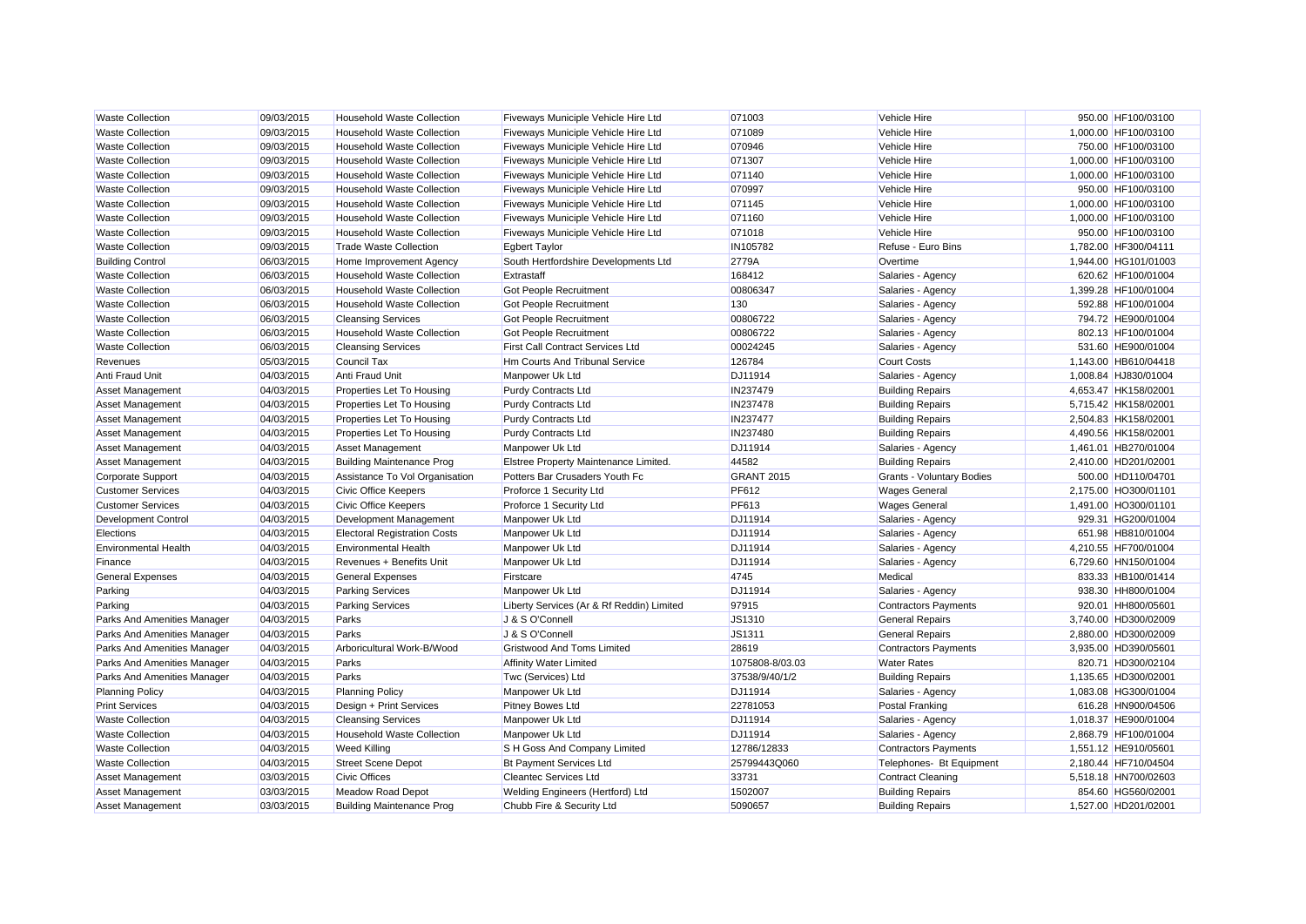| Waste Collection | 09/03/2015 | Household Waste Collection | Fiveways Municiple Vehicle Hire Ltd | 071003 | Vehicle Hire | 950.00 | HF100/03100 |
|---|---|---|---|---|---|---|---|
| Waste Collection | 09/03/2015 | Household Waste Collection | Fiveways Municiple Vehicle Hire Ltd | 071089 | Vehicle Hire | 1,000.00 | HF100/03100 |
| Waste Collection | 09/03/2015 | Household Waste Collection | Fiveways Municiple Vehicle Hire Ltd | 070946 | Vehicle Hire | 750.00 | HF100/03100 |
| Waste Collection | 09/03/2015 | Household Waste Collection | Fiveways Municiple Vehicle Hire Ltd | 071307 | Vehicle Hire | 1,000.00 | HF100/03100 |
| Waste Collection | 09/03/2015 | Household Waste Collection | Fiveways Municiple Vehicle Hire Ltd | 071140 | Vehicle Hire | 1,000.00 | HF100/03100 |
| Waste Collection | 09/03/2015 | Household Waste Collection | Fiveways Municiple Vehicle Hire Ltd | 070997 | Vehicle Hire | 950.00 | HF100/03100 |
| Waste Collection | 09/03/2015 | Household Waste Collection | Fiveways Municiple Vehicle Hire Ltd | 071145 | Vehicle Hire | 1,000.00 | HF100/03100 |
| Waste Collection | 09/03/2015 | Household Waste Collection | Fiveways Municiple Vehicle Hire Ltd | 071160 | Vehicle Hire | 1,000.00 | HF100/03100 |
| Waste Collection | 09/03/2015 | Household Waste Collection | Fiveways Municiple Vehicle Hire Ltd | 071018 | Vehicle Hire | 950.00 | HF100/03100 |
| Waste Collection | 09/03/2015 | Trade Waste Collection | Egbert Taylor | IN105782 | Refuse - Euro Bins | 1,782.00 | HF300/04111 |
| Building Control | 06/03/2015 | Home Improvement Agency | South Hertfordshire Developments Ltd | 2779A | Overtime | 1,944.00 | HG101/01003 |
| Waste Collection | 06/03/2015 | Household Waste Collection | Extrastaff | 168412 | Salaries - Agency | 620.62 | HF100/01004 |
| Waste Collection | 06/03/2015 | Household Waste Collection | Got People Recruitment | 00806347 | Salaries - Agency | 1,399.28 | HF100/01004 |
| Waste Collection | 06/03/2015 | Household Waste Collection | Got People Recruitment | 130 | Salaries - Agency | 592.88 | HF100/01004 |
| Waste Collection | 06/03/2015 | Cleansing Services | Got People Recruitment | 00806722 | Salaries - Agency | 794.72 | HE900/01004 |
| Waste Collection | 06/03/2015 | Household Waste Collection | Got People Recruitment | 00806722 | Salaries - Agency | 802.13 | HF100/01004 |
| Waste Collection | 06/03/2015 | Cleansing Services | First Call Contract Services Ltd | 00024245 | Salaries - Agency | 531.60 | HE900/01004 |
| Revenues | 05/03/2015 | Council Tax | Hm Courts And Tribunal Service | 126784 | Court Costs | 1,143.00 | HB610/04418 |
| Anti Fraud Unit | 04/03/2015 | Anti Fraud Unit | Manpower Uk Ltd | DJ11914 | Salaries - Agency | 1,008.84 | HJ830/01004 |
| Asset Management | 04/03/2015 | Properties Let To Housing | Purdy Contracts Ltd | IN237479 | Building Repairs | 4,653.47 | HK158/02001 |
| Asset Management | 04/03/2015 | Properties Let To Housing | Purdy Contracts Ltd | IN237478 | Building Repairs | 5,715.42 | HK158/02001 |
| Asset Management | 04/03/2015 | Properties Let To Housing | Purdy Contracts Ltd | IN237477 | Building Repairs | 2,504.83 | HK158/02001 |
| Asset Management | 04/03/2015 | Properties Let To Housing | Purdy Contracts Ltd | IN237480 | Building Repairs | 4,490.56 | HK158/02001 |
| Asset Management | 04/03/2015 | Asset Management | Manpower Uk Ltd | DJ11914 | Salaries - Agency | 1,461.01 | HB270/01004 |
| Asset Management | 04/03/2015 | Building Maintenance Prog | Elstree Property Maintenance Limited. | 44582 | Building Repairs | 2,410.00 | HD201/02001 |
| Corporate Support | 04/03/2015 | Assistance To Vol Organisation | Potters Bar Crusaders Youth Fc | GRANT 2015 | Grants - Voluntary Bodies | 500.00 | HD110/04701 |
| Customer Services | 04/03/2015 | Civic Office Keepers | Proforce 1 Security Ltd | PF612 | Wages General | 2,175.00 | HO300/01101 |
| Customer Services | 04/03/2015 | Civic Office Keepers | Proforce 1 Security Ltd | PF613 | Wages General | 1,491.00 | HO300/01101 |
| Development Control | 04/03/2015 | Development Management | Manpower Uk Ltd | DJ11914 | Salaries - Agency | 929.31 | HG200/01004 |
| Elections | 04/03/2015 | Electoral Registration Costs | Manpower Uk Ltd | DJ11914 | Salaries - Agency | 651.98 | HB810/01004 |
| Environmental Health | 04/03/2015 | Environmental Health | Manpower Uk Ltd | DJ11914 | Salaries - Agency | 4,210.55 | HF700/01004 |
| Finance | 04/03/2015 | Revenues + Benefits Unit | Manpower Uk Ltd | DJ11914 | Salaries - Agency | 6,729.60 | HN150/01004 |
| General Expenses | 04/03/2015 | General Expenses | Firstcare | 4745 | Medical | 833.33 | HB100/01414 |
| Parking | 04/03/2015 | Parking Services | Manpower Uk Ltd | DJ11914 | Salaries - Agency | 938.30 | HH800/01004 |
| Parking | 04/03/2015 | Parking Services | Liberty Services (Ar & Rf Reddin) Limited | 97915 | Contractors Payments | 920.01 | HH800/05601 |
| Parks And Amenities Manager | 04/03/2015 | Parks | J & S O'Connell | JS1310 | General Repairs | 3,740.00 | HD300/02009 |
| Parks And Amenities Manager | 04/03/2015 | Parks | J & S O'Connell | JS1311 | General Repairs | 2,880.00 | HD300/02009 |
| Parks And Amenities Manager | 04/03/2015 | Arboricultural Work-B/Wood | Gristwood And Toms Limited | 28619 | Contractors Payments | 3,935.00 | HD390/05601 |
| Parks And Amenities Manager | 04/03/2015 | Parks | Affinity Water Limited | 1075808-8/03.03 | Water Rates | 820.71 | HD300/02104 |
| Parks And Amenities Manager | 04/03/2015 | Parks | Twc (Services) Ltd | 37538/9/40/1/2 | Building Repairs | 1,135.65 | HD300/02001 |
| Planning Policy | 04/03/2015 | Planning Policy | Manpower Uk Ltd | DJ11914 | Salaries - Agency | 1,083.08 | HG300/01004 |
| Print Services | 04/03/2015 | Design + Print Services | Pitney Bowes Ltd | 22781053 | Postal Franking | 616.28 | HN900/04506 |
| Waste Collection | 04/03/2015 | Cleansing Services | Manpower Uk Ltd | DJ11914 | Salaries - Agency | 1,018.37 | HE900/01004 |
| Waste Collection | 04/03/2015 | Household Waste Collection | Manpower Uk Ltd | DJ11914 | Salaries - Agency | 2,868.79 | HF100/01004 |
| Waste Collection | 04/03/2015 | Weed Killing | S H Goss And Company Limited | 12786/12833 | Contractors Payments | 1,551.12 | HE910/05601 |
| Waste Collection | 04/03/2015 | Street Scene Depot | Bt Payment Services Ltd | 25799443Q060 | Telephones- Bt Equipment | 2,180.44 | HF710/04504 |
| Asset Management | 03/03/2015 | Civic Offices | Cleantec Services Ltd | 33731 | Contract Cleaning | 5,518.18 | HN700/02603 |
| Asset Management | 03/03/2015 | Meadow Road Depot | Welding Engineers (Hertford) Ltd | 1502007 | Building Repairs | 854.60 | HG560/02001 |
| Asset Management | 03/03/2015 | Building Maintenance Prog | Chubb Fire & Security Ltd | 5090657 | Building Repairs | 1,527.00 | HD201/02001 |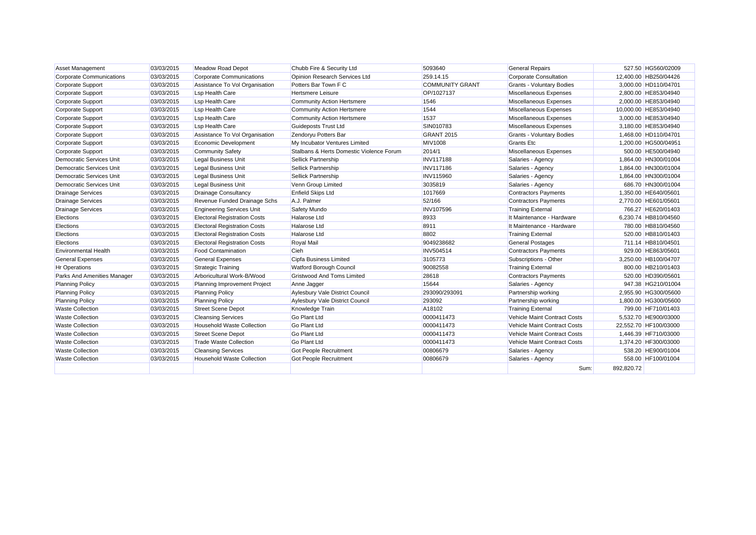| | | | | | | | |
|---|---|---|---|---|---|---|---|
| Asset Management | 03/03/2015 | Meadow Road Depot | Chubb Fire & Security Ltd | 5093640 | General Repairs | 527.50 | HG560/02009 |
| Corporate Communications | 03/03/2015 | Corporate Communications | Opinion Research Services Ltd | 259.14.15 | Corporate Consultation | 12,400.00 | HB250/04426 |
| Corporate Support | 03/03/2015 | Assistance To Vol Organisation | Potters Bar Town F C | COMMUNITY GRANT | Grants - Voluntary Bodies | 3,000.00 | HD110/04701 |
| Corporate Support | 03/03/2015 | Lsp Health Care | Hertsmere Leisure | OP/1027137 | Miscellaneous Expenses | 2,800.00 | HE853/04940 |
| Corporate Support | 03/03/2015 | Lsp Health Care | Community Action Hertsmere | 1546 | Miscellaneous Expenses | 2,000.00 | HE853/04940 |
| Corporate Support | 03/03/2015 | Lsp Health Care | Community Action Hertsmere | 1544 | Miscellaneous Expenses | 10,000.00 | HE853/04940 |
| Corporate Support | 03/03/2015 | Lsp Health Care | Community Action Hertsmere | 1537 | Miscellaneous Expenses | 3,000.00 | HE853/04940 |
| Corporate Support | 03/03/2015 | Lsp Health Care | Guideposts Trust Ltd | SIN010783 | Miscellaneous Expenses | 3,180.00 | HE853/04940 |
| Corporate Support | 03/03/2015 | Assistance To Vol Organisation | Zendoryu Potters Bar | GRANT 2015 | Grants - Voluntary Bodies | 1,468.00 | HD110/04701 |
| Corporate Support | 03/03/2015 | Economic Development | My Incubator Ventures Limited | MIV1008 | Grants Etc | 1,200.00 | HG500/04951 |
| Corporate Support | 03/03/2015 | Community Safety | Stalbans & Herts Domestic Violence Forum | 2014/1 | Miscellaneous Expenses | 500.00 | HE500/04940 |
| Democratic Services Unit | 03/03/2015 | Legal Business Unit | Sellick Partnership | INV117188 | Salaries - Agency | 1,864.00 | HN300/01004 |
| Democratic Services Unit | 03/03/2015 | Legal Business Unit | Sellick Partnership | INV117186 | Salaries - Agency | 1,864.00 | HN300/01004 |
| Democratic Services Unit | 03/03/2015 | Legal Business Unit | Sellick Partnership | INV115960 | Salaries - Agency | 1,864.00 | HN300/01004 |
| Democratic Services Unit | 03/03/2015 | Legal Business Unit | Venn Group Limited | 3035819 | Salaries - Agency | 686.70 | HN300/01004 |
| Drainage Services | 03/03/2015 | Drainage Consultancy | Enfield Skips Ltd | 1017669 | Contractors Payments | 1,350.00 | HE640/05601 |
| Drainage Services | 03/03/2015 | Revenue Funded Drainage Schs | A.J. Palmer | 52/166 | Contractors Payments | 2,770.00 | HE601/05601 |
| Drainage Services | 03/03/2015 | Engineering Services Unit | Safety Mundo | INV107596 | Training External | 766.27 | HE620/01403 |
| Elections | 03/03/2015 | Electoral Registration Costs | Halarose Ltd | 8933 | It Maintenance - Hardware | 6,230.74 | HB810/04560 |
| Elections | 03/03/2015 | Electoral Registration Costs | Halarose Ltd | 8911 | It Maintenance - Hardware | 780.00 | HB810/04560 |
| Elections | 03/03/2015 | Electoral Registration Costs | Halarose Ltd | 8802 | Training External | 520.00 | HB810/01403 |
| Elections | 03/03/2015 | Electoral Registration Costs | Royal Mail | 9049238682 | General Postages | 711.14 | HB810/04501 |
| Environmental Health | 03/03/2015 | Food Contamination | Cieh | INV504514 | Contractors Payments | 929.00 | HE863/05601 |
| General Expenses | 03/03/2015 | General Expenses | Cipfa Business Limited | 3105773 | Subscriptions - Other | 3,250.00 | HB100/04707 |
| Hr Operations | 03/03/2015 | Strategic Training | Watford Borough Council | 90082558 | Training External | 800.00 | HB210/01403 |
| Parks And Amenities Manager | 03/03/2015 | Arboricultural Work-B/Wood | Gristwood And Toms Limited | 28618 | Contractors Payments | 520.00 | HD390/05601 |
| Planning Policy | 03/03/2015 | Planning Improvement Project | Anne Jagger | 15644 | Salaries - Agency | 947.38 | HG210/01004 |
| Planning Policy | 03/03/2015 | Planning Policy | Aylesbury Vale District Council | 293090/293091 | Partnership working | 2,955.90 | HG300/05600 |
| Planning Policy | 03/03/2015 | Planning Policy | Aylesbury Vale District Council | 293092 | Partnership working | 1,800.00 | HG300/05600 |
| Waste Collection | 03/03/2015 | Street Scene Depot | Knowledge Train | A18102 | Training External | 799.00 | HF710/01403 |
| Waste Collection | 03/03/2015 | Cleansing Services | Go Plant Ltd | 0000411473 | Vehicle Maint Contract Costs | 5,532.70 | HE900/03000 |
| Waste Collection | 03/03/2015 | Household Waste Collection | Go Plant Ltd | 0000411473 | Vehicle Maint Contract Costs | 22,552.70 | HF100/03000 |
| Waste Collection | 03/03/2015 | Street Scene Depot | Go Plant Ltd | 0000411473 | Vehicle Maint Contract Costs | 1,446.39 | HF710/03000 |
| Waste Collection | 03/03/2015 | Trade Waste Collection | Go Plant Ltd | 0000411473 | Vehicle Maint Contract Costs | 1,374.20 | HF300/03000 |
| Waste Collection | 03/03/2015 | Cleansing Services | Got People Recruitment | 00806679 | Salaries - Agency | 538.20 | HE900/01004 |
| Waste Collection | 03/03/2015 | Household Waste Collection | Got People Recruitment | 00806679 | Salaries - Agency | 558.00 | HF100/01004 |
| | | | | | Sum: | 892,820.72 | |